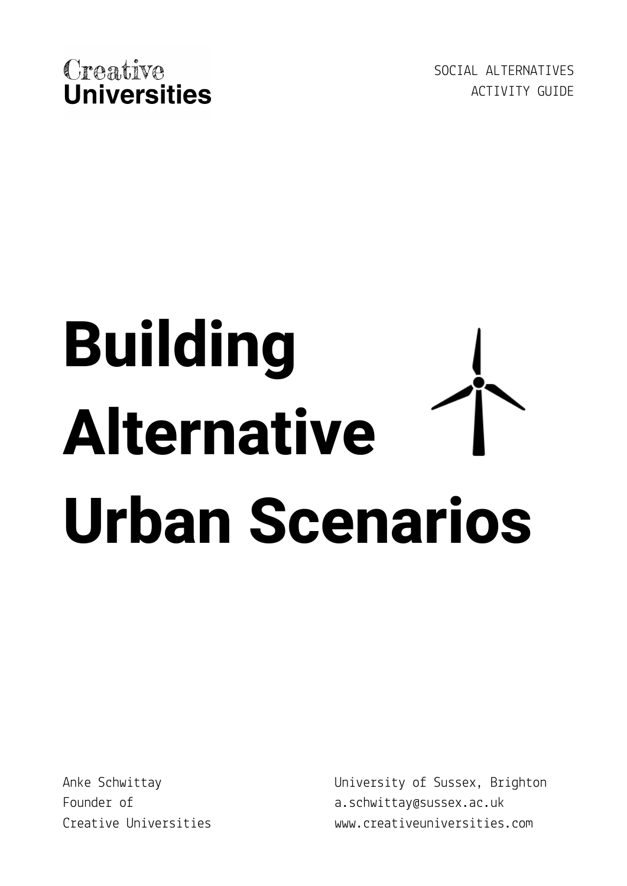Creative Universities

SOCIAL ALTERNATIVES
ACTIVITY GUIDE

# Building Alternative Urban Scenarios

Anke Schwittay
Founder of
Creative Universities

University of Sussex, Brighton
a.schwittay@sussex.ac.uk
www.creativeuniversities.com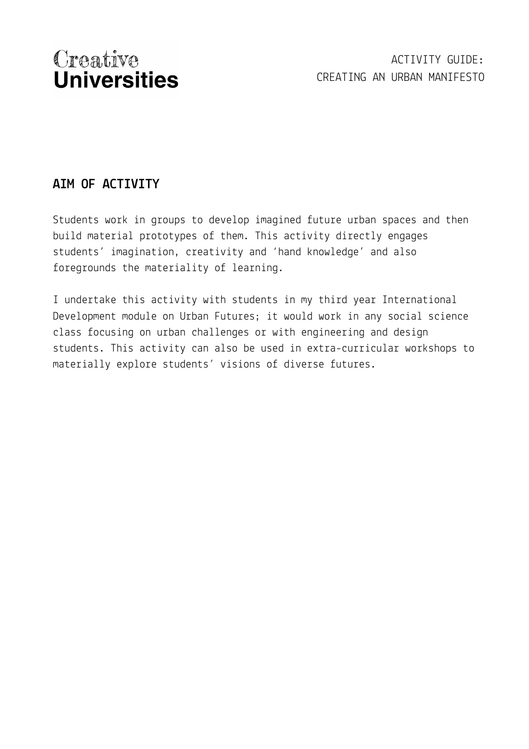## AIM OF ACTIVITY

Students work in groups to develop imagined future urban spaces and then build material prototypes of them. This activity directly engages students' imagination, creativity and 'hand knowledge' and also foregrounds the materiality of learning.

I undertake this activity with students in my third year International Development module on Urban Futures; it would work in any social science class focusing on urban challenges or with engineering and design students. This activity can also be used in extra-curricular workshops to materially explore students' visions of diverse futures.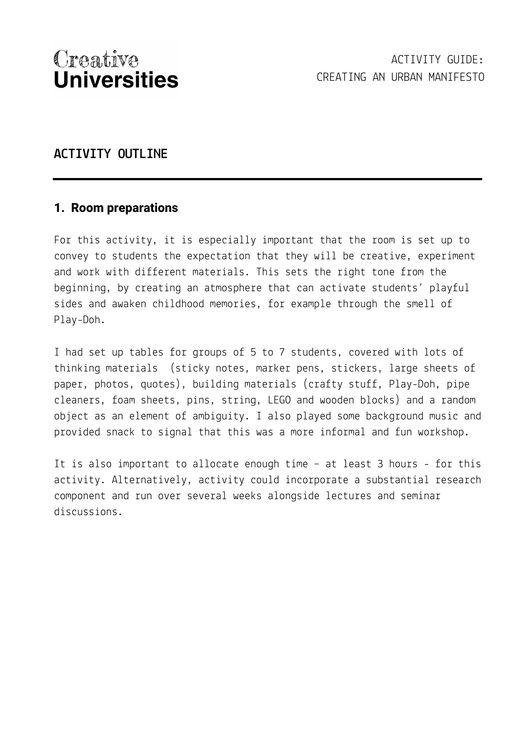## ACTIVITY OUTLINE

### 1. Room preparations

For this activity, it is especially important that the room is set up to convey to students the expectation that they will be creative, experiment and work with different materials. This sets the right tone from the beginning, by creating an atmosphere that can activate students' playful sides and awaken childhood memories, for example through the smell of Play-Doh.

I had set up tables for groups of 5 to 7 students, covered with lots of thinking materials (sticky notes, marker pens, stickers, large sheets of paper, photos, quotes), building materials (crafty stuff, Play-Doh, pipe cleaners, foam sheets, pins, string, LEGO and wooden blocks) and a random object as an element of ambiguity. I also played some background music and provided snack to signal that this was a more informal and fun workshop.

It is also important to allocate enough time – at least 3 hours - for this activity. Alternatively, activity could incorporate a substantial research component and run over several weeks alongside lectures and seminar discussions.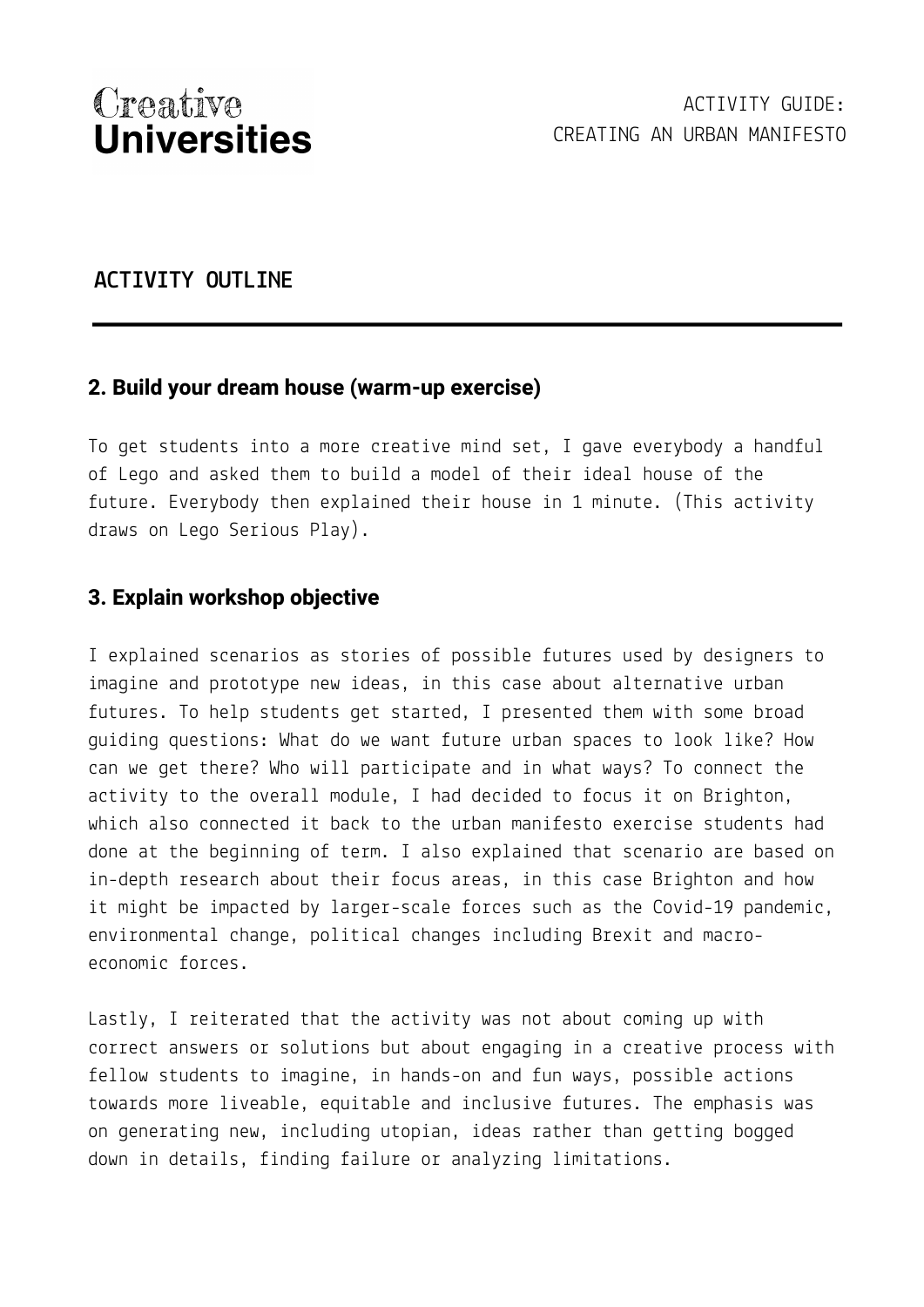## ACTIVITY OUTLINE

### 2. Build your dream house (warm-up exercise)

To get students into a more creative mind set, I gave everybody a handful of Lego and asked them to build a model of their ideal house of the future. Everybody then explained their house in 1 minute. (This activity draws on Lego Serious Play).

### 3. Explain workshop objective

I explained scenarios as stories of possible futures used by designers to imagine and prototype new ideas, in this case about alternative urban futures. To help students get started, I presented them with some broad guiding questions: What do we want future urban spaces to look like? How can we get there? Who will participate and in what ways? To connect the activity to the overall module, I had decided to focus it on Brighton, which also connected it back to the urban manifesto exercise students had done at the beginning of term. I also explained that scenario are based on in-depth research about their focus areas, in this case Brighton and how it might be impacted by larger-scale forces such as the Covid-19 pandemic, environmental change, political changes including Brexit and macro-economic forces.

Lastly, I reiterated that the activity was not about coming up with correct answers or solutions but about engaging in a creative process with fellow students to imagine, in hands-on and fun ways, possible actions towards more liveable, equitable and inclusive futures. The emphasis was on generating new, including utopian, ideas rather than getting bogged down in details, finding failure or analyzing limitations.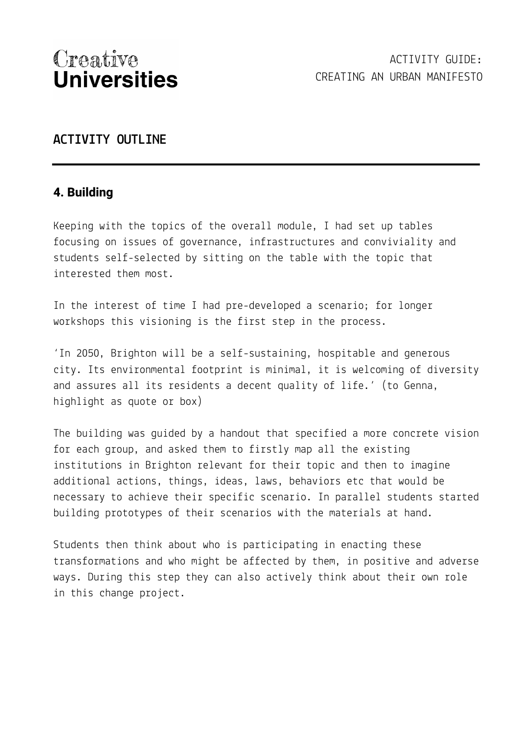## ACTIVITY OUTLINE

### 4. Building

Keeping with the topics of the overall module, I had set up tables focusing on issues of governance, infrastructures and conviviality and students self-selected by sitting on the table with the topic that interested them most.

In the interest of time I had pre-developed a scenario; for longer workshops this visioning is the first step in the process.

'In 2050, Brighton will be a self-sustaining, hospitable and generous city. Its environmental footprint is minimal, it is welcoming of diversity and assures all its residents a decent quality of life.' (to Genna, highlight as quote or box)

The building was guided by a handout that specified a more concrete vision for each group, and asked them to firstly map all the existing institutions in Brighton relevant for their topic and then to imagine additional actions, things, ideas, laws, behaviors etc that would be necessary to achieve their specific scenario. In parallel students started building prototypes of their scenarios with the materials at hand.

Students then think about who is participating in enacting these transformations and who might be affected by them, in positive and adverse ways. During this step they can also actively think about their own role in this change project.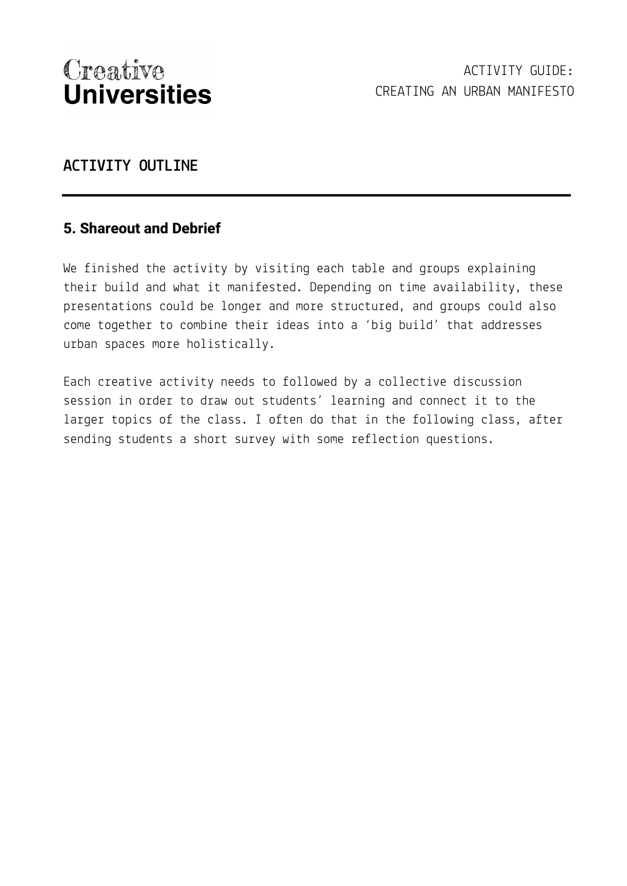## ACTIVITY OUTLINE

### 5. Shareout and Debrief

We finished the activity by visiting each table and groups explaining their build and what it manifested. Depending on time availability, these presentations could be longer and more structured, and groups could also come together to combine their ideas into a 'big build' that addresses urban spaces more holistically.

Each creative activity needs to followed by a collective discussion session in order to draw out students' learning and connect it to the larger topics of the class. I often do that in the following class, after sending students a short survey with some reflection questions.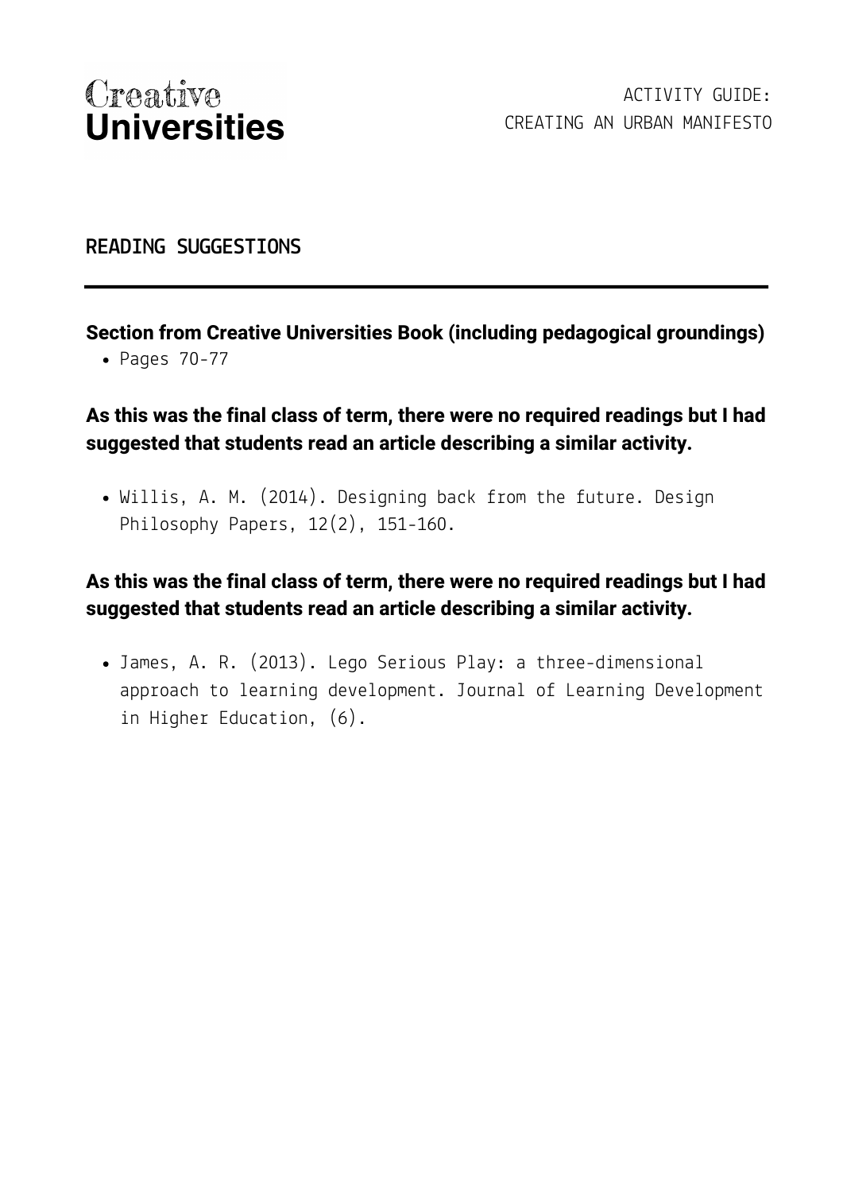Creative
**Universities**

ACTIVITY GUIDE:
CREATING AN URBAN MANIFESTO

## READING SUGGESTIONS

---

### Section from Creative Universities Book (including pedagogical groundings)

- Pages 70-77

### As this was the final class of term, there were no required readings but I had suggested that students read an article describing a similar activity.

- Willis, A. M. (2014). Designing back from the future. Design Philosophy Papers, 12(2), 151-160.

### As this was the final class of term, there were no required readings but I had suggested that students read an article describing a similar activity.

- James, A. R. (2013). Lego Serious Play: a three-dimensional approach to learning development. Journal of Learning Development in Higher Education, (6).